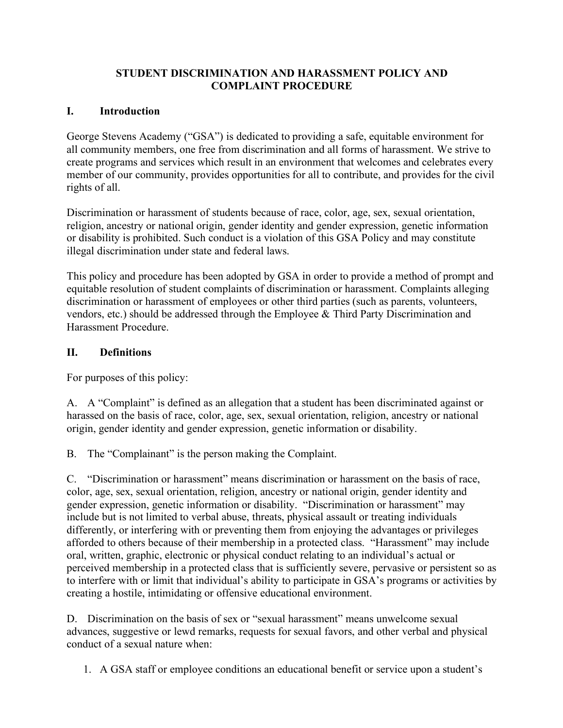# STUDENT DISCRIMINATION AND HARASSMENT POLICY AND COMPLAINT PROCEDURE

## I. Introduction

George Stevens Academy ("GSA") is dedicated to providing a safe, equitable environment for all community members, one free from discrimination and all forms of harassment. We strive to create programs and services which result in an environment that welcomes and celebrates every member of our community, provides opportunities for all to contribute, and provides for the civil rights of all.

Discrimination or harassment of students because of race, color, age, sex, sexual orientation, religion, ancestry or national origin, gender identity and gender expression, genetic information or disability is prohibited. Such conduct is a violation of this GSA Policy and may constitute illegal discrimination under state and federal laws.

This policy and procedure has been adopted by GSA in order to provide a method of prompt and equitable resolution of student complaints of discrimination or harassment. Complaints alleging discrimination or harassment of employees or other third parties (such as parents, volunteers, vendors, etc.) should be addressed through the Employee & Third Party Discrimination and Harassment Procedure.

## II. Definitions

For purposes of this policy:

A. A "Complaint" is defined as an allegation that a student has been discriminated against or harassed on the basis of race, color, age, sex, sexual orientation, religion, ancestry or national origin, gender identity and gender expression, genetic information or disability.

B. The "Complainant" is the person making the Complaint.

C. "Discrimination or harassment" means discrimination or harassment on the basis of race, color, age, sex, sexual orientation, religion, ancestry or national origin, gender identity and gender expression, genetic information or disability. "Discrimination or harassment" may include but is not limited to verbal abuse, threats, physical assault or treating individuals differently, or interfering with or preventing them from enjoying the advantages or privileges afforded to others because of their membership in a protected class. "Harassment" may include oral, written, graphic, electronic or physical conduct relating to an individual's actual or perceived membership in a protected class that is sufficiently severe, pervasive or persistent so as to interfere with or limit that individual's ability to participate in GSA's programs or activities by creating a hostile, intimidating or offensive educational environment.

D. Discrimination on the basis of sex or "sexual harassment" means unwelcome sexual advances, suggestive or lewd remarks, requests for sexual favors, and other verbal and physical conduct of a sexual nature when:

1. A GSA staff or employee conditions an educational benefit or service upon a student's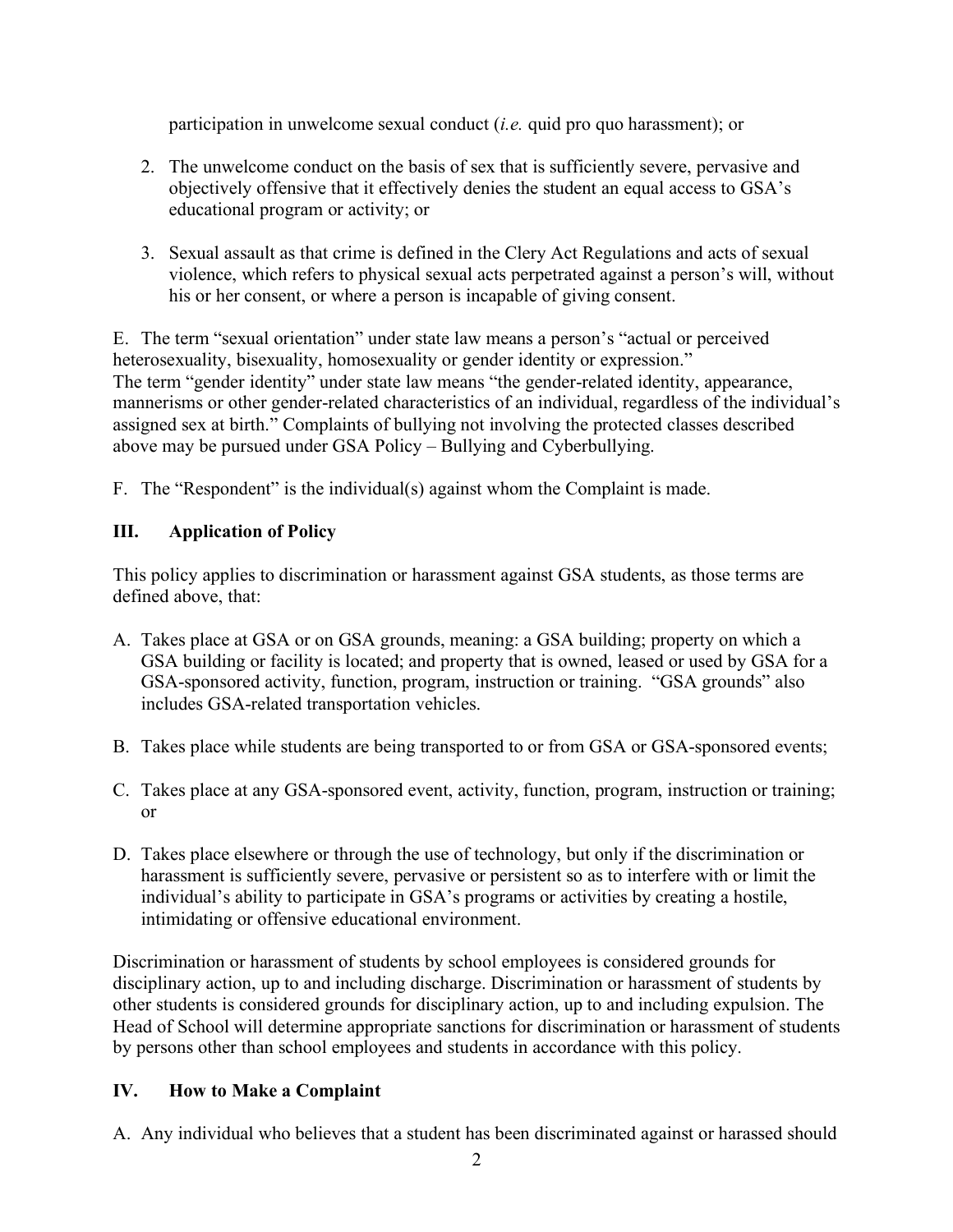participation in unwelcome sexual conduct (*i.e.* quid pro quo harassment); or

2. The unwelcome conduct on the basis of sex that is sufficiently severe, pervasive and objectively offensive that it effectively denies the student an equal access to GSA's educational program or activity; or

3. Sexual assault as that crime is defined in the Clery Act Regulations and acts of sexual violence, which refers to physical sexual acts perpetrated against a person's will, without his or her consent, or where a person is incapable of giving consent.

E. The term "sexual orientation" under state law means a person's "actual or perceived heterosexuality, bisexuality, homosexuality or gender identity or expression." The term "gender identity" under state law means "the gender-related identity, appearance, mannerisms or other gender-related characteristics of an individual, regardless of the individual's assigned sex at birth." Complaints of bullying not involving the protected classes described above may be pursued under GSA Policy – Bullying and Cyberbullying.

F. The "Respondent" is the individual(s) against whom the Complaint is made.

## III. Application of Policy

This policy applies to discrimination or harassment against GSA students, as those terms are defined above, that:

A. Takes place at GSA or on GSA grounds, meaning: a GSA building; property on which a GSA building or facility is located; and property that is owned, leased or used by GSA for a GSA-sponsored activity, function, program, instruction or training. "GSA grounds" also includes GSA-related transportation vehicles.

B. Takes place while students are being transported to or from GSA or GSA-sponsored events;

C. Takes place at any GSA-sponsored event, activity, function, program, instruction or training; or

D. Takes place elsewhere or through the use of technology, but only if the discrimination or harassment is sufficiently severe, pervasive or persistent so as to interfere with or limit the individual's ability to participate in GSA's programs or activities by creating a hostile, intimidating or offensive educational environment.

Discrimination or harassment of students by school employees is considered grounds for disciplinary action, up to and including discharge. Discrimination or harassment of students by other students is considered grounds for disciplinary action, up to and including expulsion. The Head of School will determine appropriate sanctions for discrimination or harassment of students by persons other than school employees and students in accordance with this policy.

## IV. How to Make a Complaint

A. Any individual who believes that a student has been discriminated against or harassed should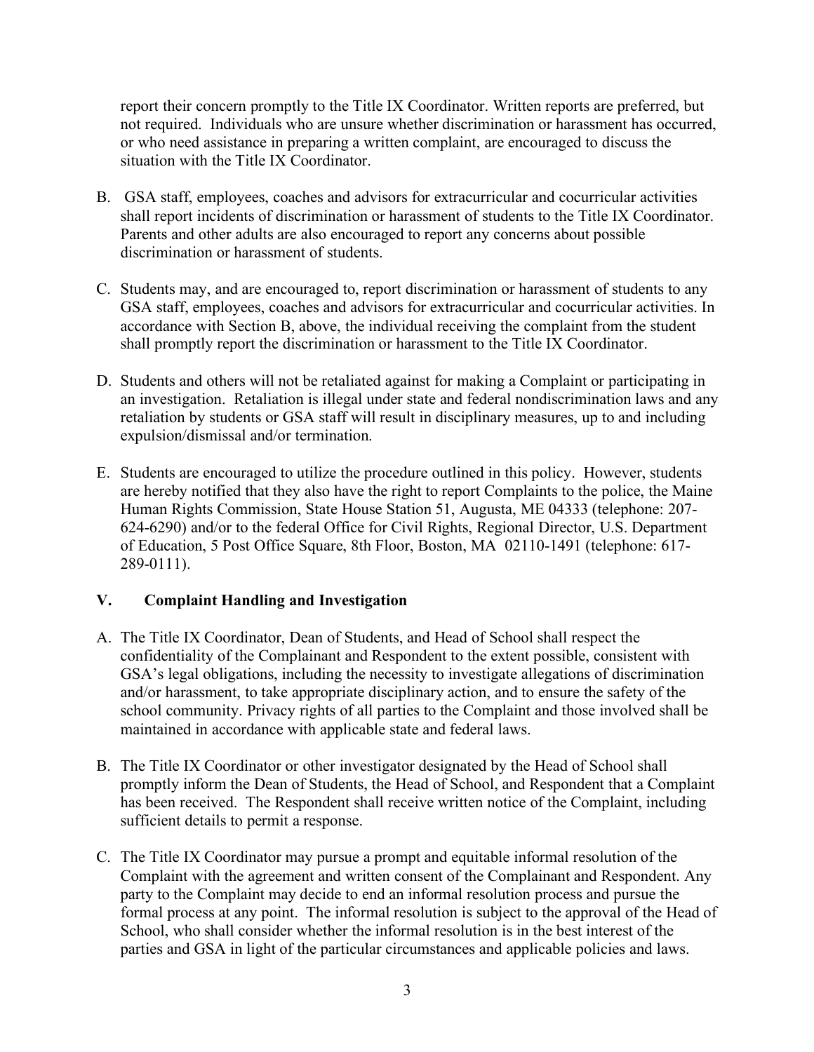report their concern promptly to the Title IX Coordinator. Written reports are preferred, but not required. Individuals who are unsure whether discrimination or harassment has occurred, or who need assistance in preparing a written complaint, are encouraged to discuss the situation with the Title IX Coordinator.

B. GSA staff, employees, coaches and advisors for extracurricular and cocurricular activities shall report incidents of discrimination or harassment of students to the Title IX Coordinator. Parents and other adults are also encouraged to report any concerns about possible discrimination or harassment of students.

C. Students may, and are encouraged to, report discrimination or harassment of students to any GSA staff, employees, coaches and advisors for extracurricular and cocurricular activities. In accordance with Section B, above, the individual receiving the complaint from the student shall promptly report the discrimination or harassment to the Title IX Coordinator.

D. Students and others will not be retaliated against for making a Complaint or participating in an investigation. Retaliation is illegal under state and federal nondiscrimination laws and any retaliation by students or GSA staff will result in disciplinary measures, up to and including expulsion/dismissal and/or termination.

E. Students are encouraged to utilize the procedure outlined in this policy. However, students are hereby notified that they also have the right to report Complaints to the police, the Maine Human Rights Commission, State House Station 51, Augusta, ME 04333 (telephone: 207-624-6290) and/or to the federal Office for Civil Rights, Regional Director, U.S. Department of Education, 5 Post Office Square, 8th Floor, Boston, MA 02110-1491 (telephone: 617-289-0111).

## V. Complaint Handling and Investigation

A. The Title IX Coordinator, Dean of Students, and Head of School shall respect the confidentiality of the Complainant and Respondent to the extent possible, consistent with GSA's legal obligations, including the necessity to investigate allegations of discrimination and/or harassment, to take appropriate disciplinary action, and to ensure the safety of the school community. Privacy rights of all parties to the Complaint and those involved shall be maintained in accordance with applicable state and federal laws.

B. The Title IX Coordinator or other investigator designated by the Head of School shall promptly inform the Dean of Students, the Head of School, and Respondent that a Complaint has been received. The Respondent shall receive written notice of the Complaint, including sufficient details to permit a response.

C. The Title IX Coordinator may pursue a prompt and equitable informal resolution of the Complaint with the agreement and written consent of the Complainant and Respondent. Any party to the Complaint may decide to end an informal resolution process and pursue the formal process at any point. The informal resolution is subject to the approval of the Head of School, who shall consider whether the informal resolution is in the best interest of the parties and GSA in light of the particular circumstances and applicable policies and laws.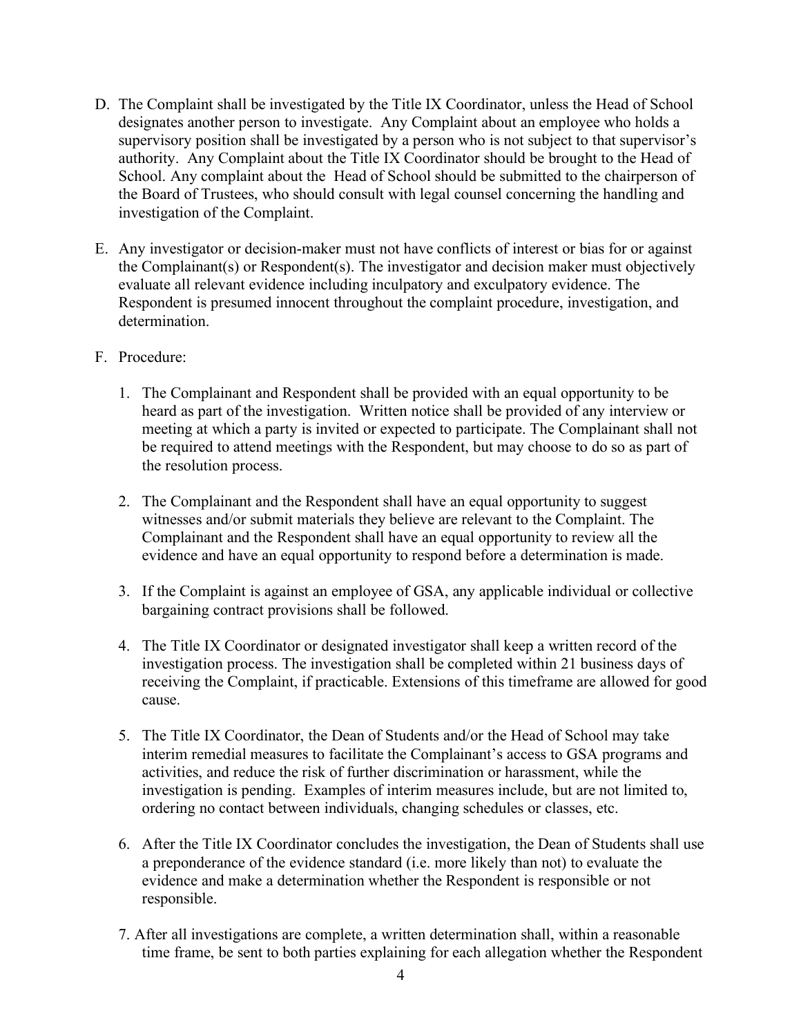D. The Complaint shall be investigated by the Title IX Coordinator, unless the Head of School designates another person to investigate. Any Complaint about an employee who holds a supervisory position shall be investigated by a person who is not subject to that supervisor's authority. Any Complaint about the Title IX Coordinator should be brought to the Head of School. Any complaint about the Head of School should be submitted to the chairperson of the Board of Trustees, who should consult with legal counsel concerning the handling and investigation of the Complaint.

E. Any investigator or decision-maker must not have conflicts of interest or bias for or against the Complainant(s) or Respondent(s). The investigator and decision maker must objectively evaluate all relevant evidence including inculpatory and exculpatory evidence. The Respondent is presumed innocent throughout the complaint procedure, investigation, and determination.

F. Procedure:

1. The Complainant and Respondent shall be provided with an equal opportunity to be heard as part of the investigation. Written notice shall be provided of any interview or meeting at which a party is invited or expected to participate. The Complainant shall not be required to attend meetings with the Respondent, but may choose to do so as part of the resolution process.

2. The Complainant and the Respondent shall have an equal opportunity to suggest witnesses and/or submit materials they believe are relevant to the Complaint. The Complainant and the Respondent shall have an equal opportunity to review all the evidence and have an equal opportunity to respond before a determination is made.

3. If the Complaint is against an employee of GSA, any applicable individual or collective bargaining contract provisions shall be followed.

4. The Title IX Coordinator or designated investigator shall keep a written record of the investigation process. The investigation shall be completed within 21 business days of receiving the Complaint, if practicable. Extensions of this timeframe are allowed for good cause.

5. The Title IX Coordinator, the Dean of Students and/or the Head of School may take interim remedial measures to facilitate the Complainant's access to GSA programs and activities, and reduce the risk of further discrimination or harassment, while the investigation is pending. Examples of interim measures include, but are not limited to, ordering no contact between individuals, changing schedules or classes, etc.

6. After the Title IX Coordinator concludes the investigation, the Dean of Students shall use a preponderance of the evidence standard (i.e. more likely than not) to evaluate the evidence and make a determination whether the Respondent is responsible or not responsible.

7. After all investigations are complete, a written determination shall, within a reasonable time frame, be sent to both parties explaining for each allegation whether the Respondent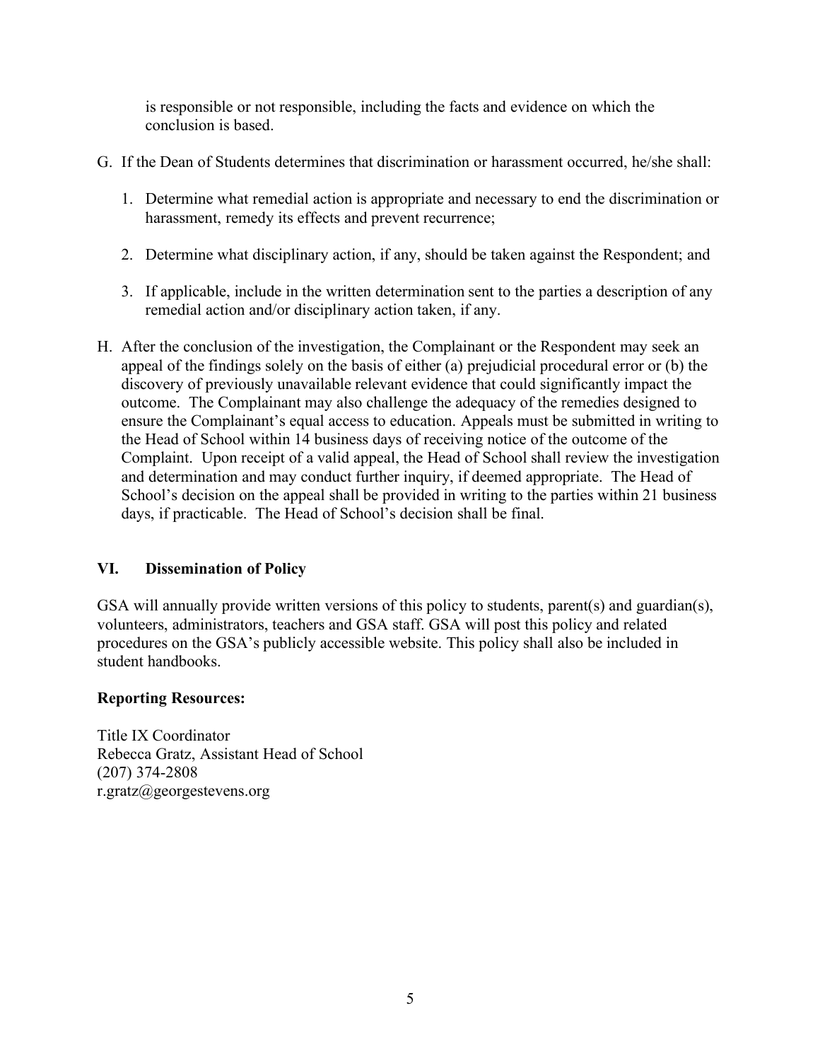is responsible or not responsible, including the facts and evidence on which the conclusion is based.

G. If the Dean of Students determines that discrimination or harassment occurred, he/she shall:

   1. Determine what remedial action is appropriate and necessary to end the discrimination or harassment, remedy its effects and prevent recurrence;

   2. Determine what disciplinary action, if any, should be taken against the Respondent; and

   3. If applicable, include in the written determination sent to the parties a description of any remedial action and/or disciplinary action taken, if any.

H. After the conclusion of the investigation, the Complainant or the Respondent may seek an appeal of the findings solely on the basis of either (a) prejudicial procedural error or (b) the discovery of previously unavailable relevant evidence that could significantly impact the outcome. The Complainant may also challenge the adequacy of the remedies designed to ensure the Complainant's equal access to education. Appeals must be submitted in writing to the Head of School within 14 business days of receiving notice of the outcome of the Complaint. Upon receipt of a valid appeal, the Head of School shall review the investigation and determination and may conduct further inquiry, if deemed appropriate. The Head of School's decision on the appeal shall be provided in writing to the parties within 21 business days, if practicable. The Head of School's decision shall be final.

## VI. Dissemination of Policy

GSA will annually provide written versions of this policy to students, parent(s) and guardian(s), volunteers, administrators, teachers and GSA staff. GSA will post this policy and related procedures on the GSA's publicly accessible website. This policy shall also be included in student handbooks.

**Reporting Resources:**

Title IX Coordinator
Rebecca Gratz, Assistant Head of School
(207) 374-2808
r.gratz@georgestevens.org